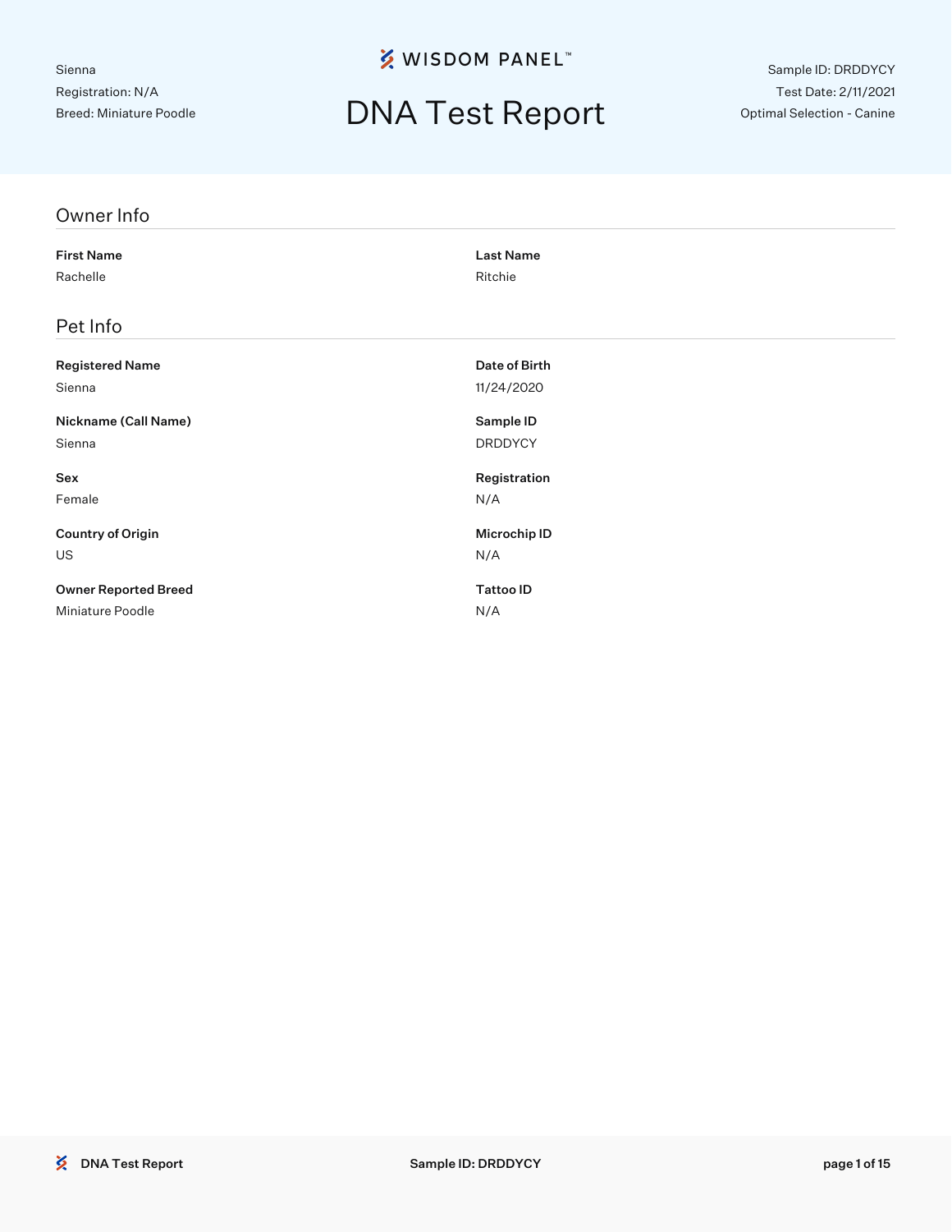Sienna
Registration: N/A
Breed: Miniature Poodle

WISDOM PANEL™

# DNA Test Report

Sample ID: DRDDYCY
Test Date: 2/11/2021
Optimal Selection - Canine

## Owner Info

**First Name**
Rachelle

**Last Name**
Ritchie

## Pet Info

**Registered Name**
Sienna

**Date of Birth**
11/24/2020

**Nickname (Call Name)**
Sienna

**Sample ID**
DRDDYCY

**Sex**
Female

**Registration**
N/A

**Country of Origin**
US

**Microchip ID**
N/A

**Owner Reported Breed**
Miniature Poodle

**Tattoo ID**
N/A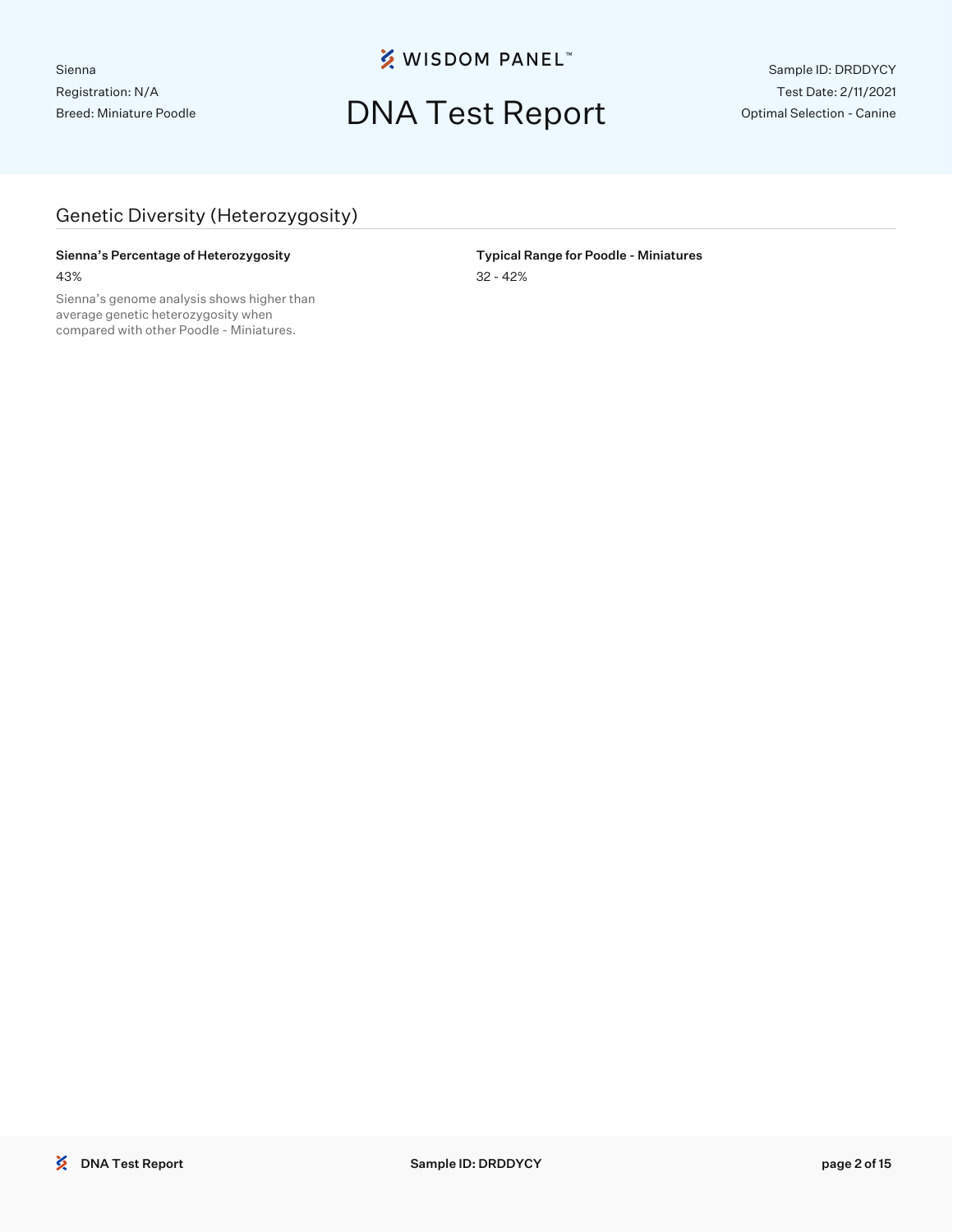Sienna
Registration: N/A
Breed: Miniature Poodle

# DNA Test Report

Sample ID: DRDDYCY
Test Date: 2/11/2021
Optimal Selection - Canine

## Genetic Diversity (Heterozygosity)

**Sienna's Percentage of Heterozygosity**

43%

Sienna's genome analysis shows higher than average genetic heterozygosity when compared with other Poodle - Miniatures.

**Typical Range for Poodle - Miniatures**

32 - 42%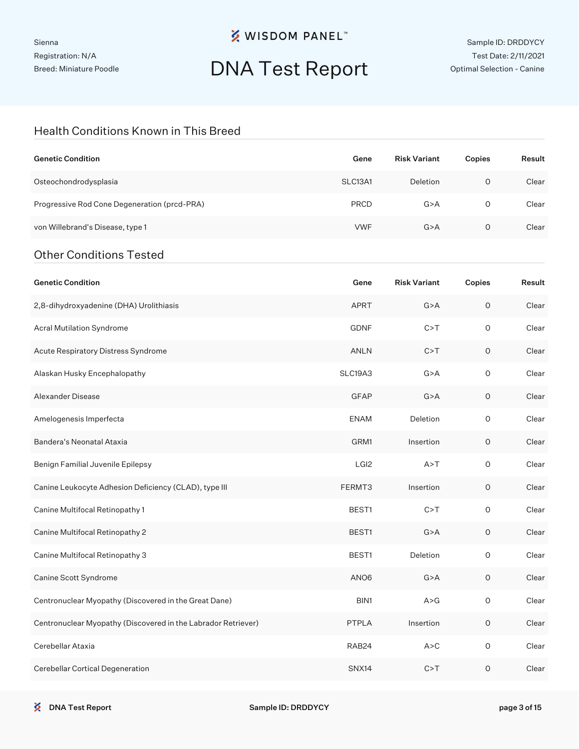Sienna
Registration: N/A
Breed: Miniature Poodle

# DNA Test Report

Sample ID: DRDDYCY
Test Date: 2/11/2021
Optimal Selection - Canine

## Health Conditions Known in This Breed

| Genetic Condition | Gene | Risk Variant | Copies | Result |
|---|---|---|---|---|
| Osteochondrodysplasia | SLC13A1 | Deletion | 0 | Clear |
| Progressive Rod Cone Degeneration (prcd-PRA) | PRCD | G>A | 0 | Clear |
| von Willebrand's Disease, type 1 | VWF | G>A | 0 | Clear |

## Other Conditions Tested

| Genetic Condition | Gene | Risk Variant | Copies | Result |
|---|---|---|---|---|
| 2,8-dihydroxyadenine (DHA) Urolithiasis | APRT | G>A | 0 | Clear |
| Acral Mutilation Syndrome | GDNF | C>T | 0 | Clear |
| Acute Respiratory Distress Syndrome | ANLN | C>T | 0 | Clear |
| Alaskan Husky Encephalopathy | SLC19A3 | G>A | 0 | Clear |
| Alexander Disease | GFAP | G>A | 0 | Clear |
| Amelogenesis Imperfecta | ENAM | Deletion | 0 | Clear |
| Bandera's Neonatal Ataxia | GRM1 | Insertion | 0 | Clear |
| Benign Familial Juvenile Epilepsy | LGI2 | A>T | 0 | Clear |
| Canine Leukocyte Adhesion Deficiency (CLAD), type III | FERMT3 | Insertion | 0 | Clear |
| Canine Multifocal Retinopathy 1 | BEST1 | C>T | 0 | Clear |
| Canine Multifocal Retinopathy 2 | BEST1 | G>A | 0 | Clear |
| Canine Multifocal Retinopathy 3 | BEST1 | Deletion | 0 | Clear |
| Canine Scott Syndrome | ANO6 | G>A | 0 | Clear |
| Centronuclear Myopathy (Discovered in the Great Dane) | BIN1 | A>G | 0 | Clear |
| Centronuclear Myopathy (Discovered in the Labrador Retriever) | PTPLA | Insertion | 0 | Clear |
| Cerebellar Ataxia | RAB24 | A>C | 0 | Clear |
| Cerebellar Cortical Degeneration | SNX14 | C>T | 0 | Clear |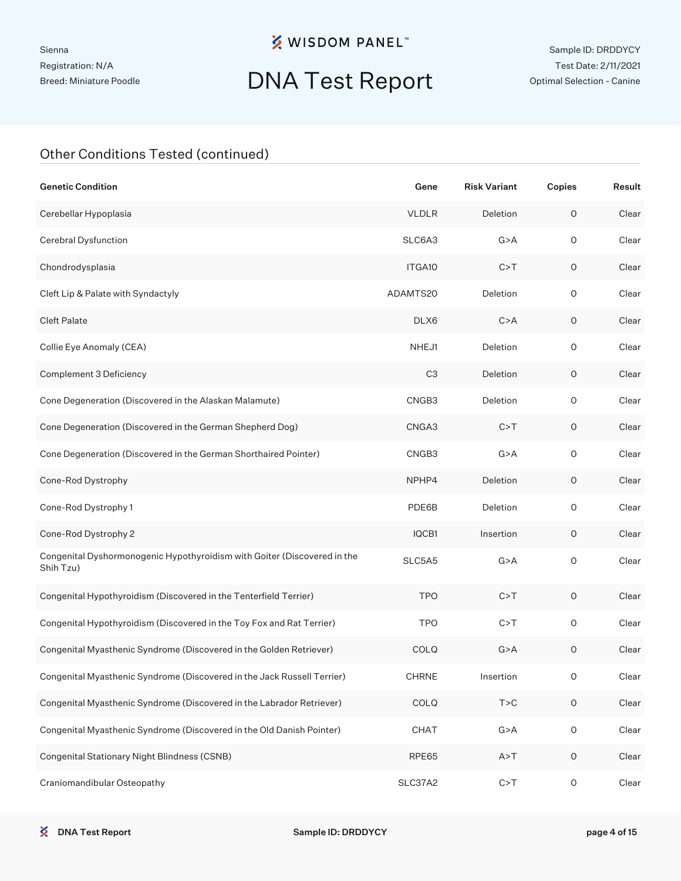## Other Conditions Tested (continued)

| Genetic Condition | Gene | Risk Variant | Copies | Result |
|---|---|---|---|---|
| Cerebellar Hypoplasia | VLDLR | Deletion | 0 | Clear |
| Cerebral Dysfunction | SLC6A3 | G>A | 0 | Clear |
| Chondrodysplasia | ITGA10 | C>T | 0 | Clear |
| Cleft Lip & Palate with Syndactyly | ADAMTS20 | Deletion | 0 | Clear |
| Cleft Palate | DLX6 | C>A | 0 | Clear |
| Collie Eye Anomaly (CEA) | NHEJ1 | Deletion | 0 | Clear |
| Complement 3 Deficiency | C3 | Deletion | 0 | Clear |
| Cone Degeneration (Discovered in the Alaskan Malamute) | CNGB3 | Deletion | 0 | Clear |
| Cone Degeneration (Discovered in the German Shepherd Dog) | CNGA3 | C>T | 0 | Clear |
| Cone Degeneration (Discovered in the German Shorthaired Pointer) | CNGB3 | G>A | 0 | Clear |
| Cone-Rod Dystrophy | NPHP4 | Deletion | 0 | Clear |
| Cone-Rod Dystrophy 1 | PDE6B | Deletion | 0 | Clear |
| Cone-Rod Dystrophy 2 | IQCB1 | Insertion | 0 | Clear |
| Congenital Dyshormonogenic Hypothyroidism with Goiter (Discovered in the Shih Tzu) | SLC5A5 | G>A | 0 | Clear |
| Congenital Hypothyroidism (Discovered in the Tenterfield Terrier) | TPO | C>T | 0 | Clear |
| Congenital Hypothyroidism (Discovered in the Toy Fox and Rat Terrier) | TPO | C>T | 0 | Clear |
| Congenital Myasthenic Syndrome (Discovered in the Golden Retriever) | COLQ | G>A | 0 | Clear |
| Congenital Myasthenic Syndrome (Discovered in the Jack Russell Terrier) | CHRNE | Insertion | 0 | Clear |
| Congenital Myasthenic Syndrome (Discovered in the Labrador Retriever) | COLQ | T>C | 0 | Clear |
| Congenital Myasthenic Syndrome (Discovered in the Old Danish Pointer) | CHAT | G>A | 0 | Clear |
| Congenital Stationary Night Blindness (CSNB) | RPE65 | A>T | 0 | Clear |
| Craniomandibular Osteopathy | SLC37A2 | C>T | 0 | Clear |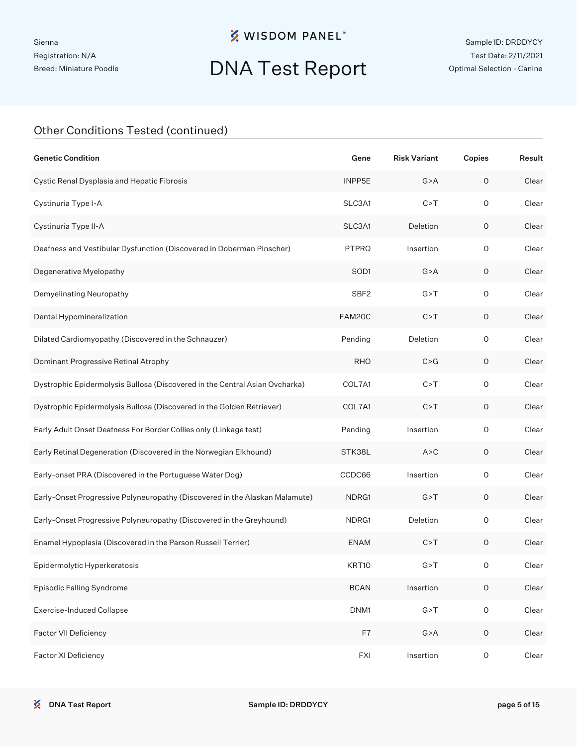Sienna
Registration: N/A
Breed: Miniature Poodle

# DNA Test Report

Sample ID: DRDDYCY
Test Date: 2/11/2021
Optimal Selection - Canine

## Other Conditions Tested (continued)

| Genetic Condition | Gene | Risk Variant | Copies | Result |
|---|---|---|---|---|
| Cystic Renal Dysplasia and Hepatic Fibrosis | INPP5E | G>A | 0 | Clear |
| Cystinuria Type I-A | SLC3A1 | C>T | 0 | Clear |
| Cystinuria Type II-A | SLC3A1 | Deletion | 0 | Clear |
| Deafness and Vestibular Dysfunction (Discovered in Doberman Pinscher) | PTPRQ | Insertion | 0 | Clear |
| Degenerative Myelopathy | SOD1 | G>A | 0 | Clear |
| Demyelinating Neuropathy | SBF2 | G>T | 0 | Clear |
| Dental Hypomineralization | FAM20C | C>T | 0 | Clear |
| Dilated Cardiomyopathy (Discovered in the Schnauzer) | Pending | Deletion | 0 | Clear |
| Dominant Progressive Retinal Atrophy | RHO | C>G | 0 | Clear |
| Dystrophic Epidermolysis Bullosa (Discovered in the Central Asian Ovcharka) | COL7A1 | C>T | 0 | Clear |
| Dystrophic Epidermolysis Bullosa (Discovered in the Golden Retriever) | COL7A1 | C>T | 0 | Clear |
| Early Adult Onset Deafness For Border Collies only (Linkage test) | Pending | Insertion | 0 | Clear |
| Early Retinal Degeneration (Discovered in the Norwegian Elkhound) | STK38L | A>C | 0 | Clear |
| Early-onset PRA (Discovered in the Portuguese Water Dog) | CCDC66 | Insertion | 0 | Clear |
| Early-Onset Progressive Polyneuropathy (Discovered in the Alaskan Malamute) | NDRG1 | G>T | 0 | Clear |
| Early-Onset Progressive Polyneuropathy (Discovered in the Greyhound) | NDRG1 | Deletion | 0 | Clear |
| Enamel Hypoplasia (Discovered in the Parson Russell Terrier) | ENAM | C>T | 0 | Clear |
| Epidermolytic Hyperkeratosis | KRT10 | G>T | 0 | Clear |
| Episodic Falling Syndrome | BCAN | Insertion | 0 | Clear |
| Exercise-Induced Collapse | DNM1 | G>T | 0 | Clear |
| Factor VII Deficiency | F7 | G>A | 0 | Clear |
| Factor XI Deficiency | FXI | Insertion | 0 | Clear |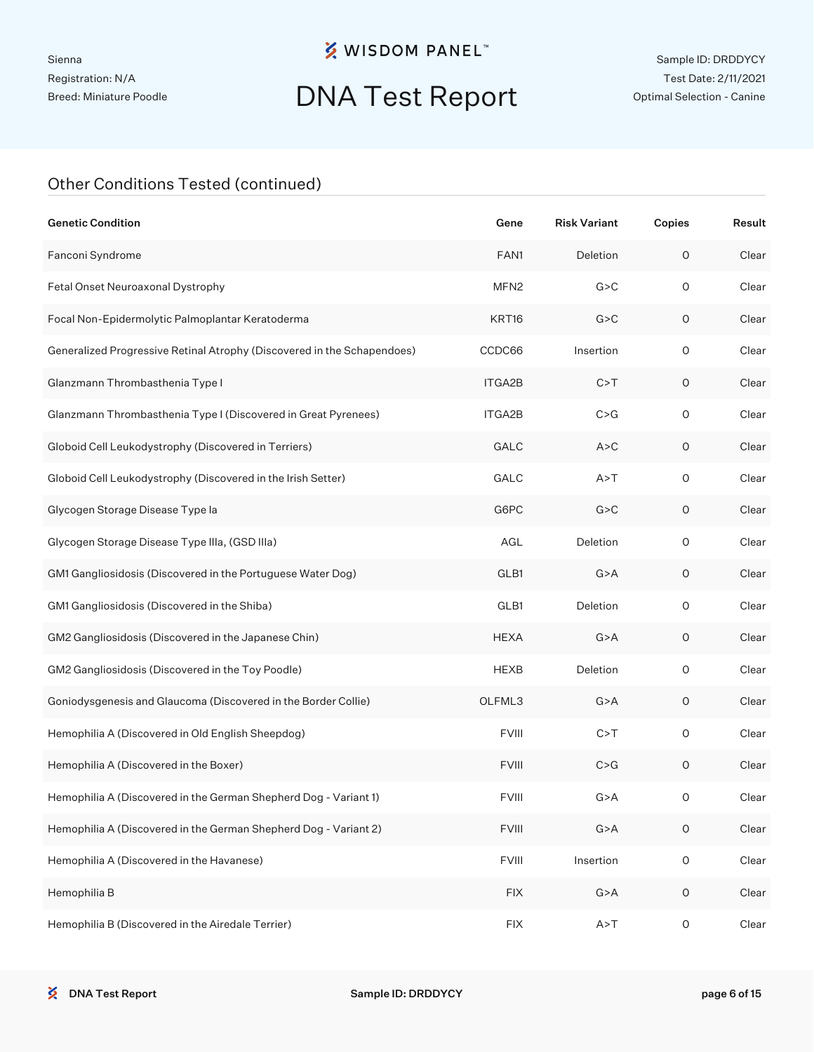## Other Conditions Tested (continued)

| Genetic Condition | Gene | Risk Variant | Copies | Result |
|---|---|---|---|---|
| Fanconi Syndrome | FAN1 | Deletion | 0 | Clear |
| Fetal Onset Neuroaxonal Dystrophy | MFN2 | G>C | 0 | Clear |
| Focal Non-Epidermolytic Palmoplantar Keratoderma | KRT16 | G>C | 0 | Clear |
| Generalized Progressive Retinal Atrophy (Discovered in the Schapendoes) | CCDC66 | Insertion | 0 | Clear |
| Glanzmann Thrombasthenia Type I | ITGA2B | C>T | 0 | Clear |
| Glanzmann Thrombasthenia Type I (Discovered in Great Pyrenees) | ITGA2B | C>G | 0 | Clear |
| Globoid Cell Leukodystrophy (Discovered in Terriers) | GALC | A>C | 0 | Clear |
| Globoid Cell Leukodystrophy (Discovered in the Irish Setter) | GALC | A>T | 0 | Clear |
| Glycogen Storage Disease Type Ia | G6PC | G>C | 0 | Clear |
| Glycogen Storage Disease Type IIIa, (GSD IIIa) | AGL | Deletion | 0 | Clear |
| GM1 Gangliosidosis (Discovered in the Portuguese Water Dog) | GLB1 | G>A | 0 | Clear |
| GM1 Gangliosidosis (Discovered in the Shiba) | GLB1 | Deletion | 0 | Clear |
| GM2 Gangliosidosis (Discovered in the Japanese Chin) | HEXA | G>A | 0 | Clear |
| GM2 Gangliosidosis (Discovered in the Toy Poodle) | HEXB | Deletion | 0 | Clear |
| Goniodysgenesis and Glaucoma (Discovered in the Border Collie) | OLFML3 | G>A | 0 | Clear |
| Hemophilia A (Discovered in Old English Sheepdog) | FVIII | C>T | 0 | Clear |
| Hemophilia A (Discovered in the Boxer) | FVIII | C>G | 0 | Clear |
| Hemophilia A (Discovered in the German Shepherd Dog - Variant 1) | FVIII | G>A | 0 | Clear |
| Hemophilia A (Discovered in the German Shepherd Dog - Variant 2) | FVIII | G>A | 0 | Clear |
| Hemophilia A (Discovered in the Havanese) | FVIII | Insertion | 0 | Clear |
| Hemophilia B | FIX | G>A | 0 | Clear |
| Hemophilia B (Discovered in the Airedale Terrier) | FIX | A>T | 0 | Clear |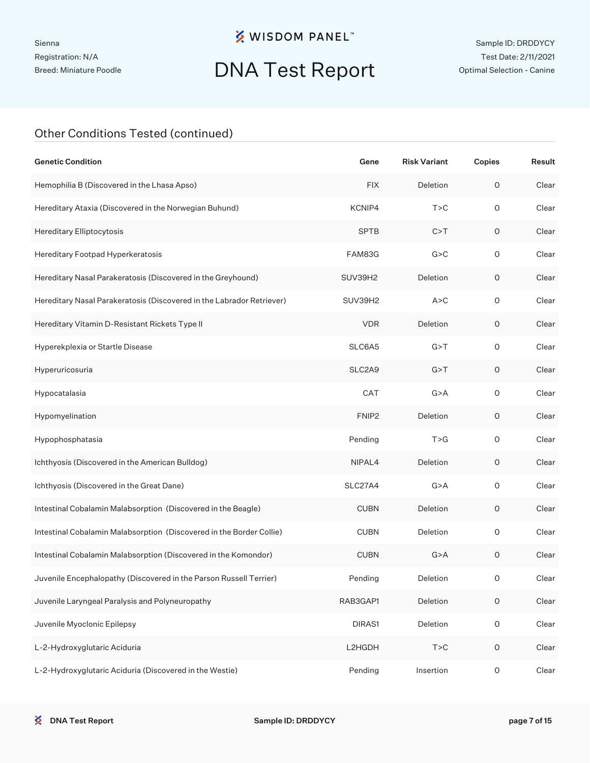Sienna
Registration: N/A
Breed: Miniature Poodle

# DNA Test Report

Sample ID: DRDDYCY
Test Date: 2/11/2021
Optimal Selection - Canine

## Other Conditions Tested (continued)

| Genetic Condition | Gene | Risk Variant | Copies | Result |
|---|---|---|---|---|
| Hemophilia B (Discovered in the Lhasa Apso) | FIX | Deletion | 0 | Clear |
| Hereditary Ataxia (Discovered in the Norwegian Buhund) | KCNIP4 | T>C | 0 | Clear |
| Hereditary Elliptocytosis | SPTB | C>T | 0 | Clear |
| Hereditary Footpad Hyperkeratosis | FAM83G | G>C | 0 | Clear |
| Hereditary Nasal Parakeratosis (Discovered in the Greyhound) | SUV39H2 | Deletion | 0 | Clear |
| Hereditary Nasal Parakeratosis (Discovered in the Labrador Retriever) | SUV39H2 | A>C | 0 | Clear |
| Hereditary Vitamin D-Resistant Rickets Type II | VDR | Deletion | 0 | Clear |
| Hyperekplexia or Startle Disease | SLC6A5 | G>T | 0 | Clear |
| Hyperuricosuria | SLC2A9 | G>T | 0 | Clear |
| Hypocatalasia | CAT | G>A | 0 | Clear |
| Hypomyelination | FNIP2 | Deletion | 0 | Clear |
| Hypophosphatasia | Pending | T>G | 0 | Clear |
| Ichthyosis (Discovered in the American Bulldog) | NIPAL4 | Deletion | 0 | Clear |
| Ichthyosis (Discovered in the Great Dane) | SLC27A4 | G>A | 0 | Clear |
| Intestinal Cobalamin Malabsorption (Discovered in the Beagle) | CUBN | Deletion | 0 | Clear |
| Intestinal Cobalamin Malabsorption (Discovered in the Border Collie) | CUBN | Deletion | 0 | Clear |
| Intestinal Cobalamin Malabsorption (Discovered in the Komondor) | CUBN | G>A | 0 | Clear |
| Juvenile Encephalopathy (Discovered in the Parson Russell Terrier) | Pending | Deletion | 0 | Clear |
| Juvenile Laryngeal Paralysis and Polyneuropathy | RAB3GAP1 | Deletion | 0 | Clear |
| Juvenile Myoclonic Epilepsy | DIRAS1 | Deletion | 0 | Clear |
| L-2-Hydroxyglutaric Aciduria | L2HGDH | T>C | 0 | Clear |
| L-2-Hydroxyglutaric Aciduria (Discovered in the Westie) | Pending | Insertion | 0 | Clear |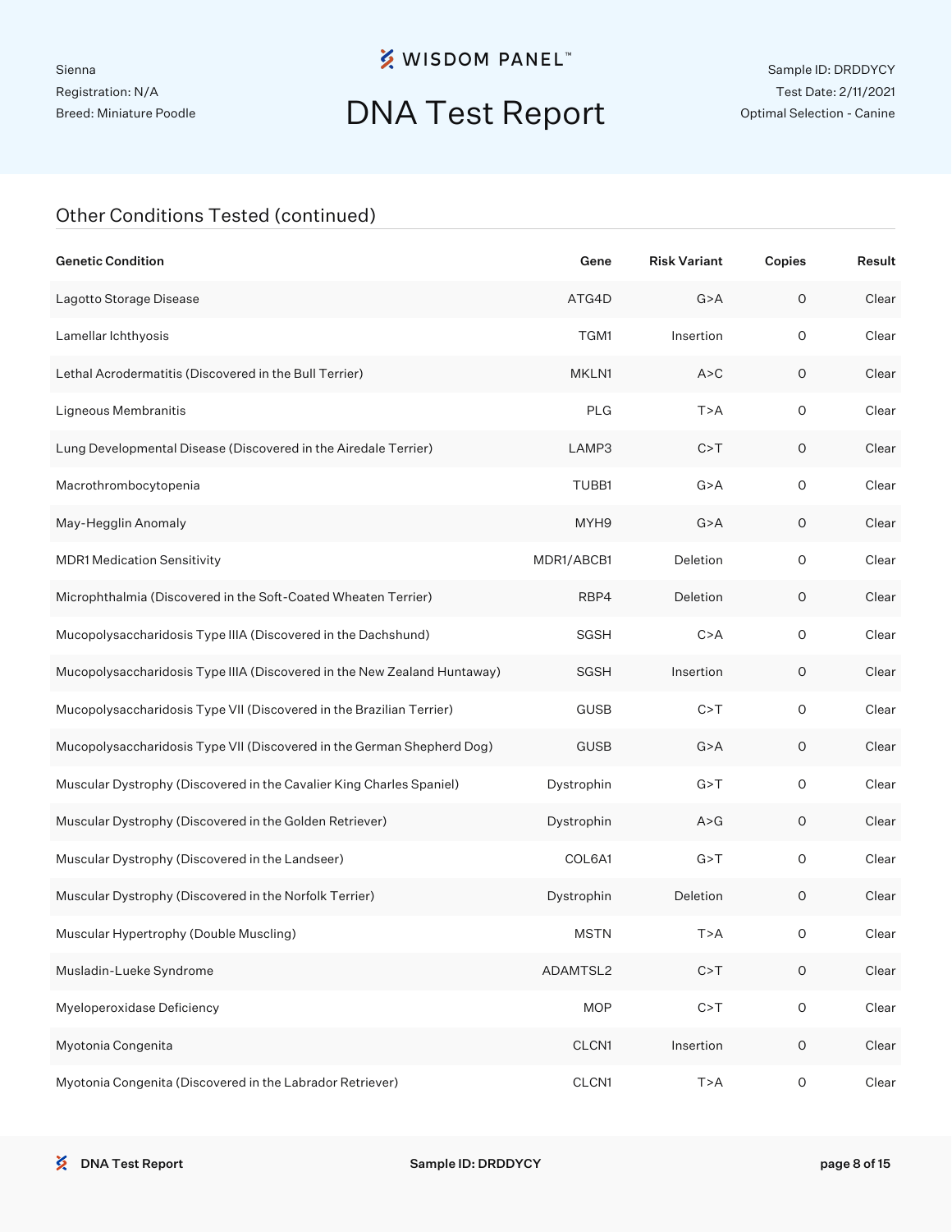Sienna
Registration: N/A
Breed: Miniature Poodle

# DNA Test Report

Sample ID: DRDDYCY
Test Date: 2/11/2021
Optimal Selection - Canine

## Other Conditions Tested (continued)

| Genetic Condition | Gene | Risk Variant | Copies | Result |
|---|---|---|---|---|
| Lagotto Storage Disease | ATG4D | G>A | 0 | Clear |
| Lamellar Ichthyosis | TGM1 | Insertion | 0 | Clear |
| Lethal Acrodermatitis (Discovered in the Bull Terrier) | MKLN1 | A>C | 0 | Clear |
| Ligneous Membranitis | PLG | T>A | 0 | Clear |
| Lung Developmental Disease (Discovered in the Airedale Terrier) | LAMP3 | C>T | 0 | Clear |
| Macrothrombocytopenia | TUBB1 | G>A | 0 | Clear |
| May-Hegglin Anomaly | MYH9 | G>A | 0 | Clear |
| MDR1 Medication Sensitivity | MDR1/ABCB1 | Deletion | 0 | Clear |
| Microphthalmia (Discovered in the Soft-Coated Wheaten Terrier) | RBP4 | Deletion | 0 | Clear |
| Mucopolysaccharidosis Type IIIA (Discovered in the Dachshund) | SGSH | C>A | 0 | Clear |
| Mucopolysaccharidosis Type IIIA (Discovered in the New Zealand Huntaway) | SGSH | Insertion | 0 | Clear |
| Mucopolysaccharidosis Type VII (Discovered in the Brazilian Terrier) | GUSB | C>T | 0 | Clear |
| Mucopolysaccharidosis Type VII (Discovered in the German Shepherd Dog) | GUSB | G>A | 0 | Clear |
| Muscular Dystrophy (Discovered in the Cavalier King Charles Spaniel) | Dystrophin | G>T | 0 | Clear |
| Muscular Dystrophy (Discovered in the Golden Retriever) | Dystrophin | A>G | 0 | Clear |
| Muscular Dystrophy (Discovered in the Landseer) | COL6A1 | G>T | 0 | Clear |
| Muscular Dystrophy (Discovered in the Norfolk Terrier) | Dystrophin | Deletion | 0 | Clear |
| Muscular Hypertrophy (Double Muscling) | MSTN | T>A | 0 | Clear |
| Musladin-Lueke Syndrome | ADAMTSL2 | C>T | 0 | Clear |
| Myeloperoxidase Deficiency | MOP | C>T | 0 | Clear |
| Myotonia Congenita | CLCN1 | Insertion | 0 | Clear |
| Myotonia Congenita (Discovered in the Labrador Retriever) | CLCN1 | T>A | 0 | Clear |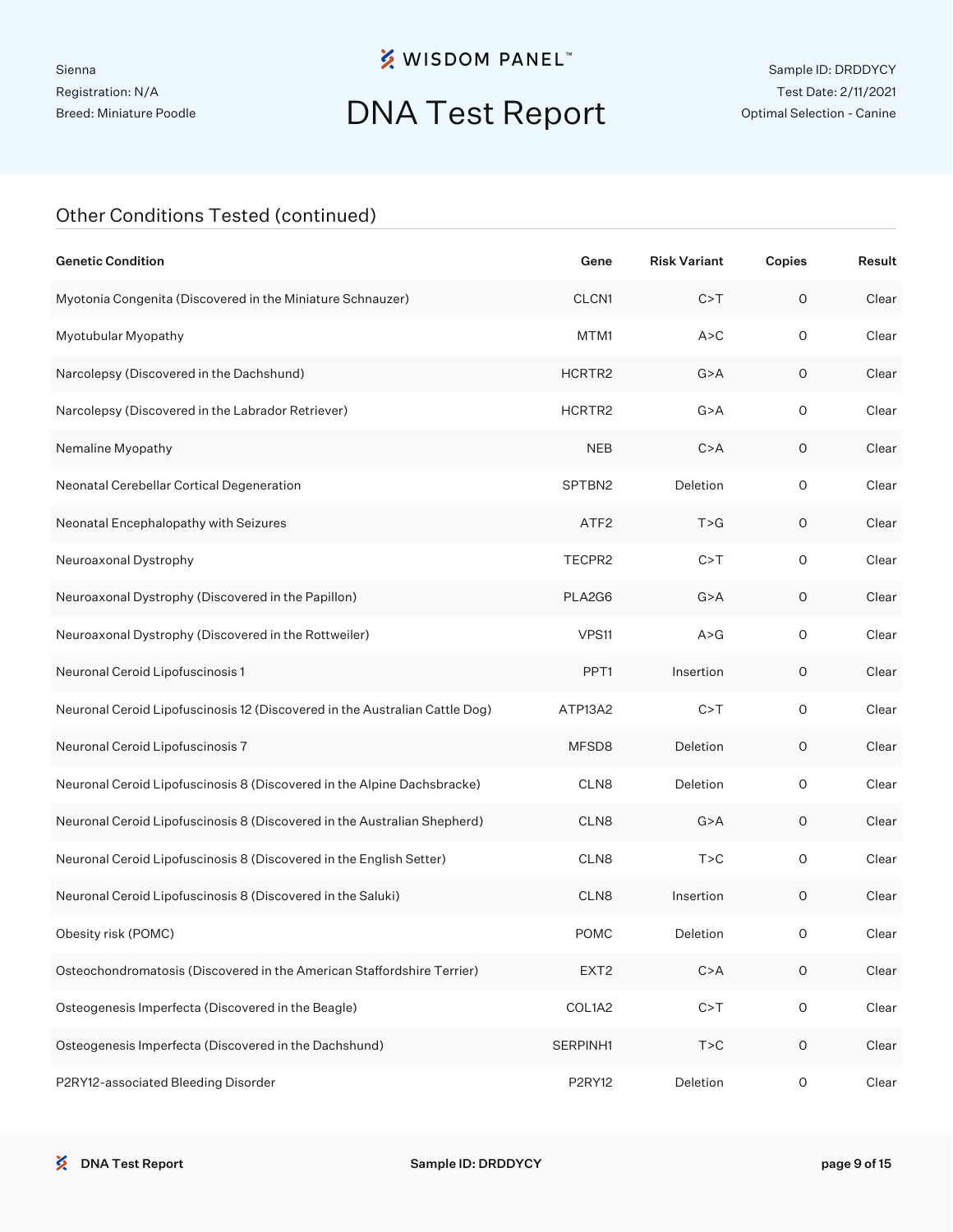## Other Conditions Tested (continued)

| Genetic Condition | Gene | Risk Variant | Copies | Result |
|---|---|---|---|---|
| Myotonia Congenita (Discovered in the Miniature Schnauzer) | CLCN1 | C>T | 0 | Clear |
| Myotubular Myopathy | MTM1 | A>C | 0 | Clear |
| Narcolepsy (Discovered in the Dachshund) | HCRTR2 | G>A | 0 | Clear |
| Narcolepsy (Discovered in the Labrador Retriever) | HCRTR2 | G>A | 0 | Clear |
| Nemaline Myopathy | NEB | C>A | 0 | Clear |
| Neonatal Cerebellar Cortical Degeneration | SPTBN2 | Deletion | 0 | Clear |
| Neonatal Encephalopathy with Seizures | ATF2 | T>G | 0 | Clear |
| Neuroaxonal Dystrophy | TECPR2 | C>T | 0 | Clear |
| Neuroaxonal Dystrophy (Discovered in the Papillon) | PLA2G6 | G>A | 0 | Clear |
| Neuroaxonal Dystrophy (Discovered in the Rottweiler) | VPS11 | A>G | 0 | Clear |
| Neuronal Ceroid Lipofuscinosis 1 | PPT1 | Insertion | 0 | Clear |
| Neuronal Ceroid Lipofuscinosis 12 (Discovered in the Australian Cattle Dog) | ATP13A2 | C>T | 0 | Clear |
| Neuronal Ceroid Lipofuscinosis 7 | MFSD8 | Deletion | 0 | Clear |
| Neuronal Ceroid Lipofuscinosis 8 (Discovered in the Alpine Dachsbracke) | CLN8 | Deletion | 0 | Clear |
| Neuronal Ceroid Lipofuscinosis 8 (Discovered in the Australian Shepherd) | CLN8 | G>A | 0 | Clear |
| Neuronal Ceroid Lipofuscinosis 8 (Discovered in the English Setter) | CLN8 | T>C | 0 | Clear |
| Neuronal Ceroid Lipofuscinosis 8 (Discovered in the Saluki) | CLN8 | Insertion | 0 | Clear |
| Obesity risk (POMC) | POMC | Deletion | 0 | Clear |
| Osteochondromatosis (Discovered in the American Staffordshire Terrier) | EXT2 | C>A | 0 | Clear |
| Osteogenesis Imperfecta (Discovered in the Beagle) | COL1A2 | C>T | 0 | Clear |
| Osteogenesis Imperfecta (Discovered in the Dachshund) | SERPINH1 | T>C | 0 | Clear |
| P2RY12-associated Bleeding Disorder | P2RY12 | Deletion | 0 | Clear |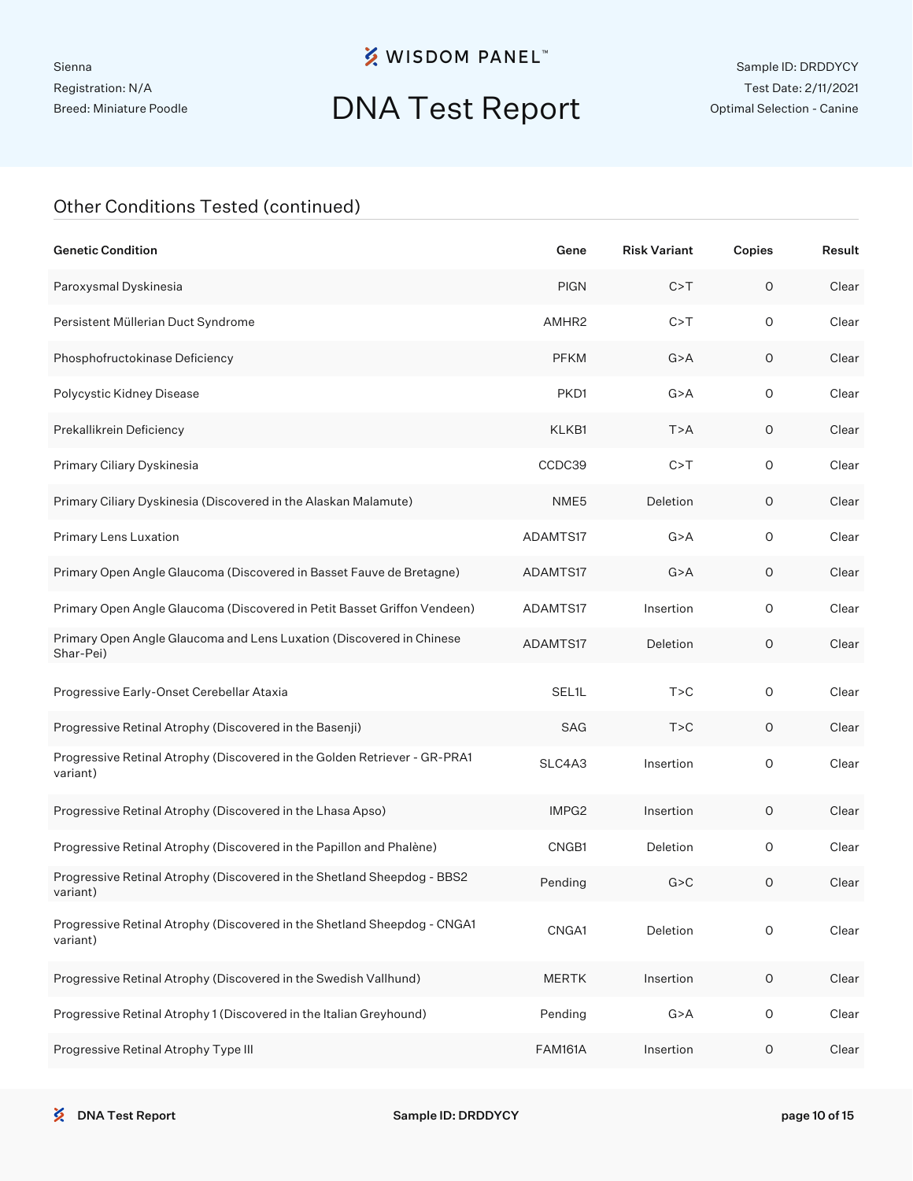Sienna
Registration: N/A
Breed: Miniature Poodle

# DNA Test Report

Sample ID: DRDDYCY
Test Date: 2/11/2021
Optimal Selection - Canine

## Other Conditions Tested (continued)

| Genetic Condition | Gene | Risk Variant | Copies | Result |
|---|---|---|---|---|
| Paroxysmal Dyskinesia | PIGN | C>T | 0 | Clear |
| Persistent Müllerian Duct Syndrome | AMHR2 | C>T | 0 | Clear |
| Phosphofructokinase Deficiency | PFKM | G>A | 0 | Clear |
| Polycystic Kidney Disease | PKD1 | G>A | 0 | Clear |
| Prekallikrein Deficiency | KLKB1 | T>A | 0 | Clear |
| Primary Ciliary Dyskinesia | CCDC39 | C>T | 0 | Clear |
| Primary Ciliary Dyskinesia (Discovered in the Alaskan Malamute) | NME5 | Deletion | 0 | Clear |
| Primary Lens Luxation | ADAMTS17 | G>A | 0 | Clear |
| Primary Open Angle Glaucoma (Discovered in Basset Fauve de Bretagne) | ADAMTS17 | G>A | 0 | Clear |
| Primary Open Angle Glaucoma (Discovered in Petit Basset Griffon Vendeen) | ADAMTS17 | Insertion | 0 | Clear |
| Primary Open Angle Glaucoma and Lens Luxation (Discovered in Chinese Shar-Pei) | ADAMTS17 | Deletion | 0 | Clear |
| Progressive Early-Onset Cerebellar Ataxia | SEL1L | T>C | 0 | Clear |
| Progressive Retinal Atrophy (Discovered in the Basenji) | SAG | T>C | 0 | Clear |
| Progressive Retinal Atrophy (Discovered in the Golden Retriever - GR-PRA1 variant) | SLC4A3 | Insertion | 0 | Clear |
| Progressive Retinal Atrophy (Discovered in the Lhasa Apso) | IMPG2 | Insertion | 0 | Clear |
| Progressive Retinal Atrophy (Discovered in the Papillon and Phalène) | CNGB1 | Deletion | 0 | Clear |
| Progressive Retinal Atrophy (Discovered in the Shetland Sheepdog - BBS2 variant) | Pending | G>C | 0 | Clear |
| Progressive Retinal Atrophy (Discovered in the Shetland Sheepdog - CNGA1 variant) | CNGA1 | Deletion | 0 | Clear |
| Progressive Retinal Atrophy (Discovered in the Swedish Vallhund) | MERTK | Insertion | 0 | Clear |
| Progressive Retinal Atrophy 1 (Discovered in the Italian Greyhound) | Pending | G>A | 0 | Clear |
| Progressive Retinal Atrophy Type III | FAM161A | Insertion | 0 | Clear |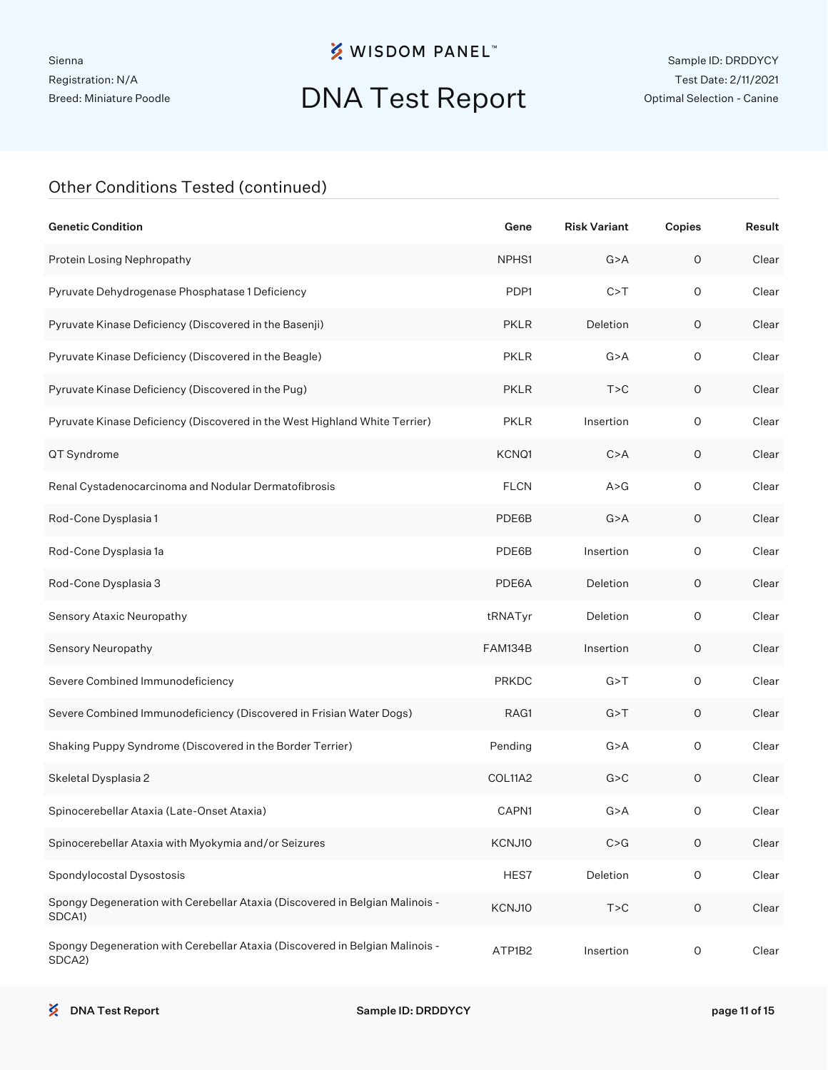## Other Conditions Tested (continued)

| Genetic Condition | Gene | Risk Variant | Copies | Result |
|---|---|---|---|---|
| Protein Losing Nephropathy | NPHS1 | G>A | 0 | Clear |
| Pyruvate Dehydrogenase Phosphatase 1 Deficiency | PDP1 | C>T | 0 | Clear |
| Pyruvate Kinase Deficiency (Discovered in the Basenji) | PKLR | Deletion | 0 | Clear |
| Pyruvate Kinase Deficiency (Discovered in the Beagle) | PKLR | G>A | 0 | Clear |
| Pyruvate Kinase Deficiency (Discovered in the Pug) | PKLR | T>C | 0 | Clear |
| Pyruvate Kinase Deficiency (Discovered in the West Highland White Terrier) | PKLR | Insertion | 0 | Clear |
| QT Syndrome | KCNQ1 | C>A | 0 | Clear |
| Renal Cystadenocarcinoma and Nodular Dermatofibrosis | FLCN | A>G | 0 | Clear |
| Rod-Cone Dysplasia 1 | PDE6B | G>A | 0 | Clear |
| Rod-Cone Dysplasia 1a | PDE6B | Insertion | 0 | Clear |
| Rod-Cone Dysplasia 3 | PDE6A | Deletion | 0 | Clear |
| Sensory Ataxic Neuropathy | tRNATyr | Deletion | 0 | Clear |
| Sensory Neuropathy | FAM134B | Insertion | 0 | Clear |
| Severe Combined Immunodeficiency | PRKDC | G>T | 0 | Clear |
| Severe Combined Immunodeficiency (Discovered in Frisian Water Dogs) | RAG1 | G>T | 0 | Clear |
| Shaking Puppy Syndrome (Discovered in the Border Terrier) | Pending | G>A | 0 | Clear |
| Skeletal Dysplasia 2 | COL11A2 | G>C | 0 | Clear |
| Spinocerebellar Ataxia (Late-Onset Ataxia) | CAPN1 | G>A | 0 | Clear |
| Spinocerebellar Ataxia with Myokymia and/or Seizures | KCNJ10 | C>G | 0 | Clear |
| Spondylocostal Dysostosis | HES7 | Deletion | 0 | Clear |
| Spongy Degeneration with Cerebellar Ataxia (Discovered in Belgian Malinois - SDCA1) | KCNJ10 | T>C | 0 | Clear |
| Spongy Degeneration with Cerebellar Ataxia (Discovered in Belgian Malinois - SDCA2) | ATP1B2 | Insertion | 0 | Clear |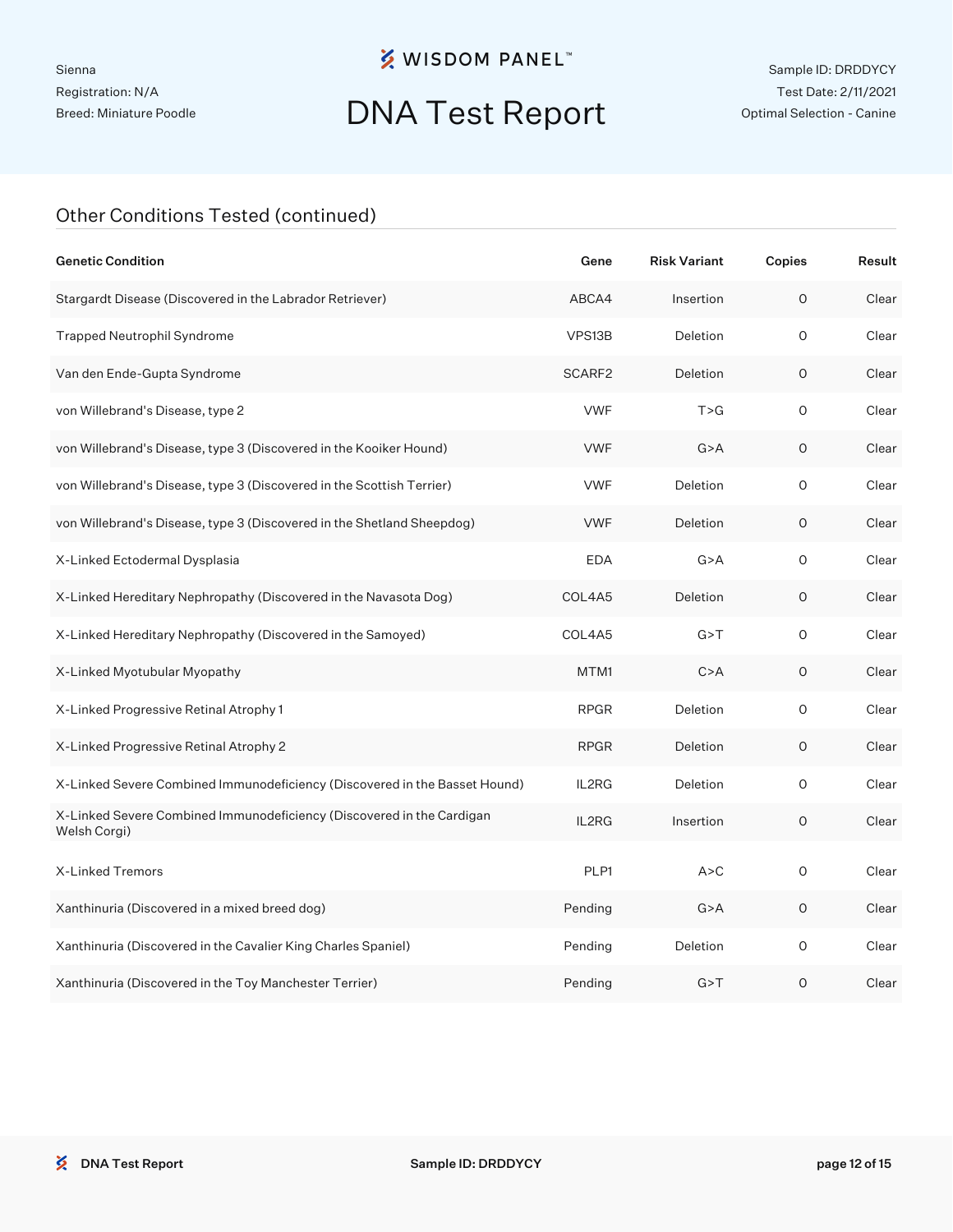## Other Conditions Tested (continued)

| Genetic Condition | Gene | Risk Variant | Copies | Result |
|---|---|---|---|---|
| Stargardt Disease (Discovered in the Labrador Retriever) | ABCA4 | Insertion | 0 | Clear |
| Trapped Neutrophil Syndrome | VPS13B | Deletion | 0 | Clear |
| Van den Ende-Gupta Syndrome | SCARF2 | Deletion | 0 | Clear |
| von Willebrand's Disease, type 2 | VWF | T>G | 0 | Clear |
| von Willebrand's Disease, type 3 (Discovered in the Kooiker Hound) | VWF | G>A | 0 | Clear |
| von Willebrand's Disease, type 3 (Discovered in the Scottish Terrier) | VWF | Deletion | 0 | Clear |
| von Willebrand's Disease, type 3 (Discovered in the Shetland Sheepdog) | VWF | Deletion | 0 | Clear |
| X-Linked Ectodermal Dysplasia | EDA | G>A | 0 | Clear |
| X-Linked Hereditary Nephropathy (Discovered in the Navasota Dog) | COL4A5 | Deletion | 0 | Clear |
| X-Linked Hereditary Nephropathy (Discovered in the Samoyed) | COL4A5 | G>T | 0 | Clear |
| X-Linked Myotubular Myopathy | MTM1 | C>A | 0 | Clear |
| X-Linked Progressive Retinal Atrophy 1 | RPGR | Deletion | 0 | Clear |
| X-Linked Progressive Retinal Atrophy 2 | RPGR | Deletion | 0 | Clear |
| X-Linked Severe Combined Immunodeficiency (Discovered in the Basset Hound) | IL2RG | Deletion | 0 | Clear |
| X-Linked Severe Combined Immunodeficiency (Discovered in the Cardigan Welsh Corgi) | IL2RG | Insertion | 0 | Clear |
| X-Linked Tremors | PLP1 | A>C | 0 | Clear |
| Xanthinuria (Discovered in a mixed breed dog) | Pending | G>A | 0 | Clear |
| Xanthinuria (Discovered in the Cavalier King Charles Spaniel) | Pending | Deletion | 0 | Clear |
| Xanthinuria (Discovered in the Toy Manchester Terrier) | Pending | G>T | 0 | Clear |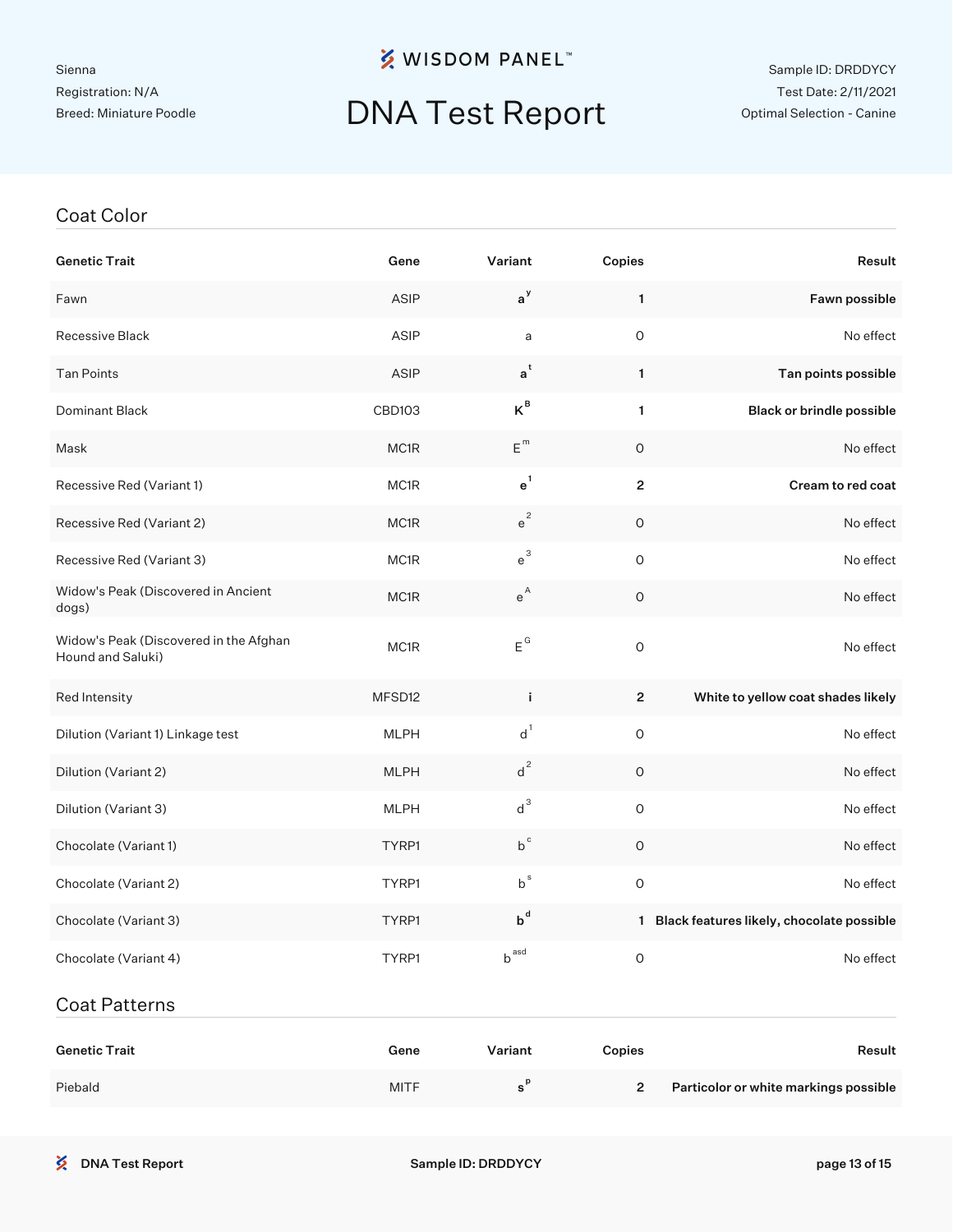Sienna
Registration: N/A
Breed: Miniature Poodle

# WISDOM PANEL™

# DNA Test Report

Sample ID: DRDDYCY
Test Date: 2/11/2021
Optimal Selection - Canine

## Coat Color

| Genetic Trait | Gene | Variant | Copies | Result |
|---|---|---|---|---|
| Fawn | ASIP | **$a^y$** | **1** | **Fawn possible** |
| Recessive Black | ASIP | a | 0 | No effect |
| Tan Points | ASIP | **$a^t$** | **1** | **Tan points possible** |
| Dominant Black | CBD103 | **$K^B$** | **1** | **Black or brindle possible** |
| Mask | MC1R | $E^m$ | 0 | No effect |
| Recessive Red (Variant 1) | MC1R | **$e^1$** | **2** | **Cream to red coat** |
| Recessive Red (Variant 2) | MC1R | $e^2$ | 0 | No effect |
| Recessive Red (Variant 3) | MC1R | $e^3$ | 0 | No effect |
| Widow's Peak (Discovered in Ancient dogs) | MC1R | $e^A$ | 0 | No effect |
| Widow's Peak (Discovered in the Afghan Hound and Saluki) | MC1R | $E^G$ | 0 | No effect |
| Red Intensity | MFSD12 | **i** | **2** | **White to yellow coat shades likely** |
| Dilution (Variant 1) Linkage test | MLPH | $d^1$ | 0 | No effect |
| Dilution (Variant 2) | MLPH | $d^2$ | 0 | No effect |
| Dilution (Variant 3) | MLPH | $d^3$ | 0 | No effect |
| Chocolate (Variant 1) | TYRP1 | $b^c$ | 0 | No effect |
| Chocolate (Variant 2) | TYRP1 | $b^s$ | 0 | No effect |
| Chocolate (Variant 3) | TYRP1 | **$b^d$** | **1** | **Black features likely, chocolate possible** |
| Chocolate (Variant 4) | TYRP1 | $b^{asd}$ | 0 | No effect |

## Coat Patterns

| Genetic Trait | Gene | Variant | Copies | Result |
|---|---|---|---|---|
| Piebald | MITF | **$s^P$** | **2** | **Particolor or white markings possible** |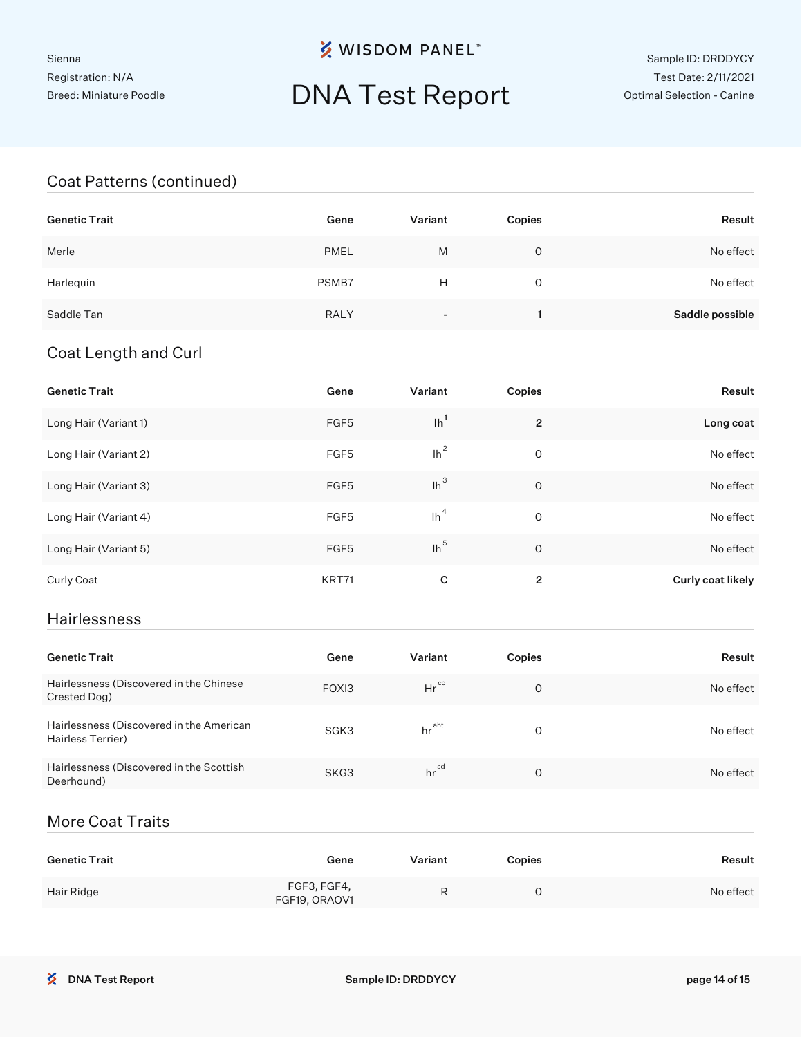Sienna
Registration: N/A
Breed: Miniature Poodle

# WISDOM PANEL™

# DNA Test Report

Sample ID: DRDDYCY
Test Date: 2/11/2021
Optimal Selection - Canine

## Coat Patterns (continued)

| Genetic Trait | Gene | Variant | Copies | Result |
|---|---|---|---|---|
| Merle | PMEL | M | 0 | No effect |
| Harlequin | PSMB7 | H | 0 | No effect |
| Saddle Tan | RALY | - | **1** | **Saddle possible** |

## Coat Length and Curl

| Genetic Trait | Gene | Variant | Copies | Result |
|---|---|---|---|---|
| Long Hair (Variant 1) | FGF5 | **$lh^1$** | **2** | **Long coat** |
| Long Hair (Variant 2) | FGF5 | $lh^2$ | 0 | No effect |
| Long Hair (Variant 3) | FGF5 | $lh^3$ | 0 | No effect |
| Long Hair (Variant 4) | FGF5 | $lh^4$ | 0 | No effect |
| Long Hair (Variant 5) | FGF5 | $lh^5$ | 0 | No effect |
| Curly Coat | KRT71 | **C** | **2** | **Curly coat likely** |

## Hairlessness

| Genetic Trait | Gene | Variant | Copies | Result |
|---|---|---|---|---|
| Hairlessness (Discovered in the Chinese Crested Dog) | FOXI3 | $Hr^{cc}$ | 0 | No effect |
| Hairlessness (Discovered in the American Hairless Terrier) | SGK3 | $hr^{aht}$ | 0 | No effect |
| Hairlessness (Discovered in the Scottish Deerhound) | SKG3 | $hr^{sd}$ | 0 | No effect |

## More Coat Traits

| Genetic Trait | Gene | Variant | Copies | Result |
|---|---|---|---|---|
| Hair Ridge | FGF3, FGF4, FGF19, ORAOV1 | R | 0 | No effect |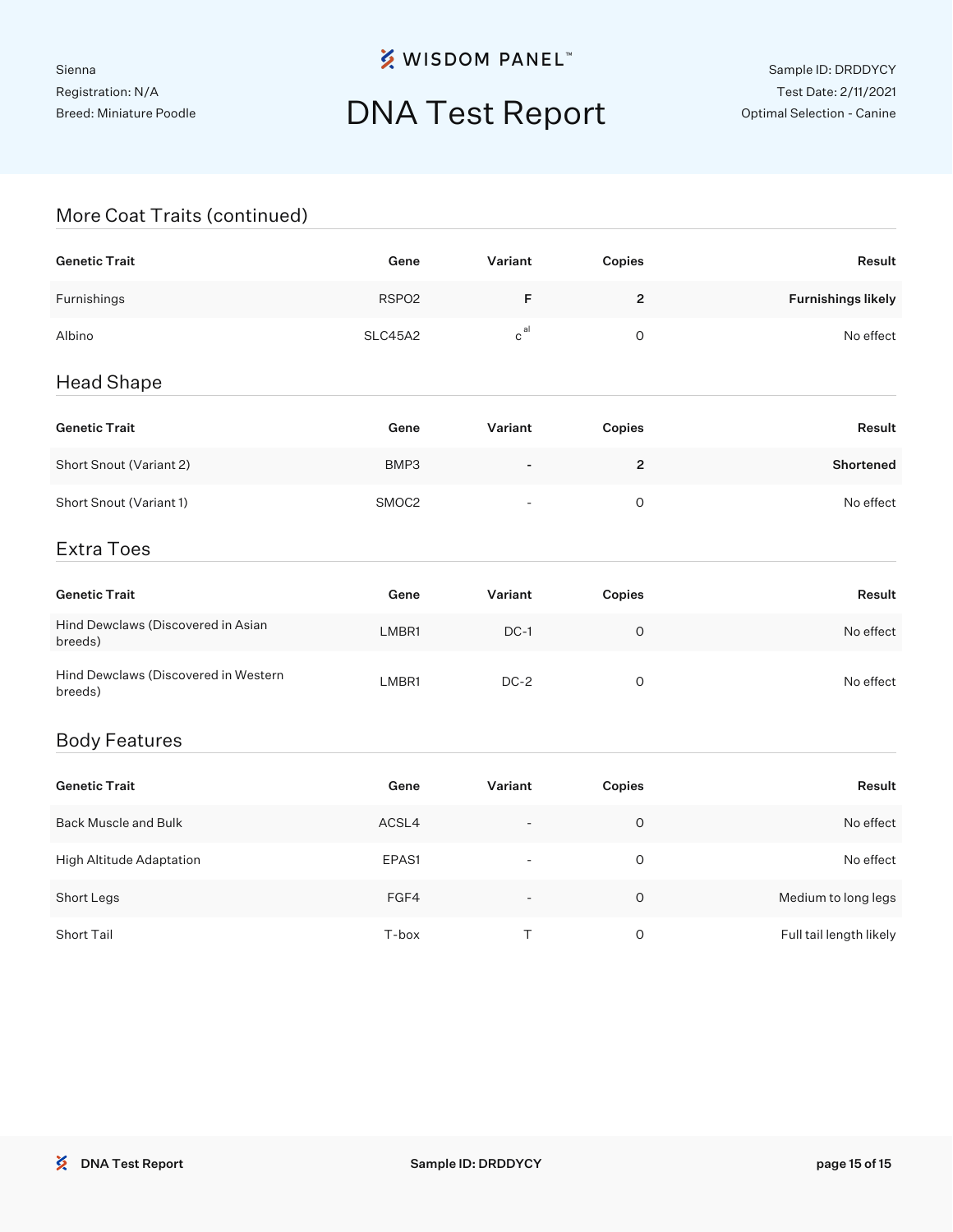## More Coat Traits (continued)

| Genetic Trait | Gene | Variant | Copies | Result |
|---|---|---|---|---|
| Furnishings | RSPO2 | **F** | **2** | **Furnishings likely** |
| Albino | SLC45A2 | $c^{al}$ | 0 | No effect |

## Head Shape

| Genetic Trait | Gene | Variant | Copies | Result |
|---|---|---|---|---|
| Short Snout (Variant 2) | BMP3 | **-** | **2** | **Shortened** |
| Short Snout (Variant 1) | SMOC2 | - | 0 | No effect |

## Extra Toes

| Genetic Trait | Gene | Variant | Copies | Result |
|---|---|---|---|---|
| Hind Dewclaws (Discovered in Asian breeds) | LMBR1 | DC-1 | 0 | No effect |
| Hind Dewclaws (Discovered in Western breeds) | LMBR1 | DC-2 | 0 | No effect |

## Body Features

| Genetic Trait | Gene | Variant | Copies | Result |
|---|---|---|---|---|
| Back Muscle and Bulk | ACSL4 | - | 0 | No effect |
| High Altitude Adaptation | EPAS1 | - | 0 | No effect |
| Short Legs | FGF4 | - | 0 | Medium to long legs |
| Short Tail | T-box | T | 0 | Full tail length likely |